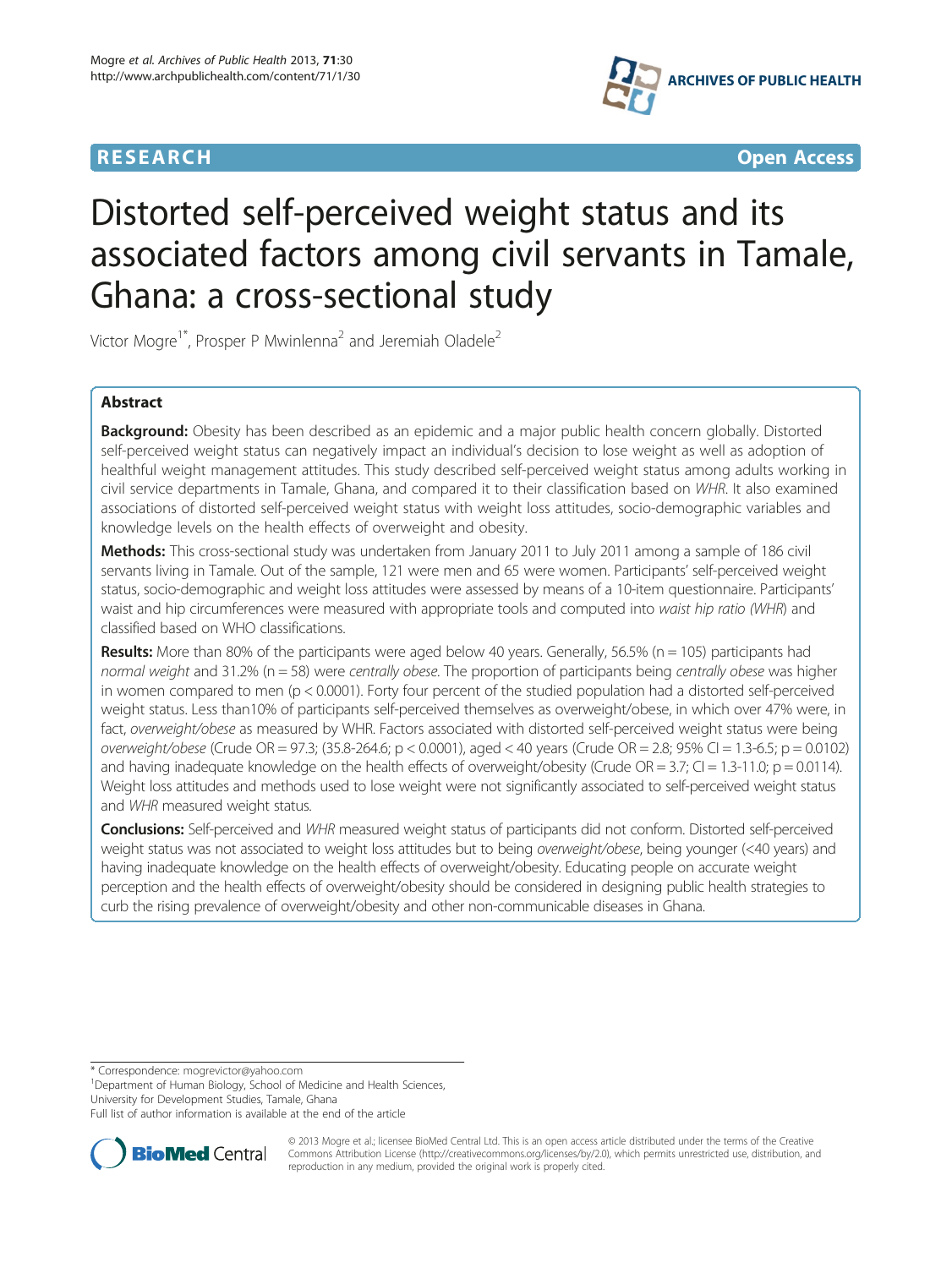RESEARCH Open Access

# Distorted self-perceived weight status and its associated factors among civil servants in Tamale, Ghana: a cross-sectional study

Victor Mogre[1*], Prosper P Mwinlenna[2] and Jeremiah Oladele[2]

## Abstract

**Background:** Obesity has been described as an epidemic and a major public health concern globally. Distorted self-perceived weight status can negatively impact an individual's decision to lose weight as well as adoption of healthful weight management attitudes. This study described self-perceived weight status among adults working in civil service departments in Tamale, Ghana, and compared it to their classification based on *WHR*. It also examined associations of distorted self-perceived weight status with weight loss attitudes, socio-demographic variables and knowledge levels on the health effects of overweight and obesity.

**Methods:** This cross-sectional study was undertaken from January 2011 to July 2011 among a sample of 186 civil servants living in Tamale. Out of the sample, 121 were men and 65 were women. Participants' self-perceived weight status, socio-demographic and weight loss attitudes were assessed by means of a 10-item questionnaire. Participants' waist and hip circumferences were measured with appropriate tools and computed into *waist hip ratio (WHR)* and classified based on WHO classifications.

**Results:** More than 80% of the participants were aged below 40 years. Generally, 56.5% (n = 105) participants had *normal weight* and 31.2% (n = 58) were *centrally obese*. The proportion of participants being *centrally obese* was higher in women compared to men ($p < 0.0001$). Forty four percent of the studied population had a distorted self-perceived weight status. Less than10% of participants self-perceived themselves as overweight/obese, in which over 47% were, in fact, *overweight/obese* as measured by WHR. Factors associated with distorted self-perceived weight status were being *overweight/obese* (Crude OR = 97.3; (35.8-264.6; $p < 0.0001$), aged < 40 years (Crude OR = 2.8; 95% CI = 1.3-6.5; $p = 0.0102$) and having inadequate knowledge on the health effects of overweight/obesity (Crude OR = 3.7; CI = 1.3-11.0; $p = 0.0114$). Weight loss attitudes and methods used to lose weight were not significantly associated to self-perceived weight status and WHR measured weight status.

**Conclusions:** Self-perceived and *WHR* measured weight status of participants did not conform. Distorted self-perceived weight status was not associated to weight loss attitudes but to being *overweight/obese*, being younger (<40 years) and having inadequate knowledge on the health effects of overweight/obesity. Educating people on accurate weight perception and the health effects of overweight/obesity should be considered in designing public health strategies to curb the rising prevalence of overweight/obesity and other non-communicable diseases in Ghana.

\* Correspondence: mogrevictor@yahoo.com
[1]Department of Human Biology, School of Medicine and Health Sciences, University for Development Studies, Tamale, Ghana
Full list of author information is available at the end of the article

© 2013 Mogre et al.; licensee BioMed Central Ltd. This is an open access article distributed under the terms of the Creative Commons Attribution License (http://creativecommons.org/licenses/by/2.0), which permits unrestricted use, distribution, and reproduction in any medium, provided the original work is properly cited.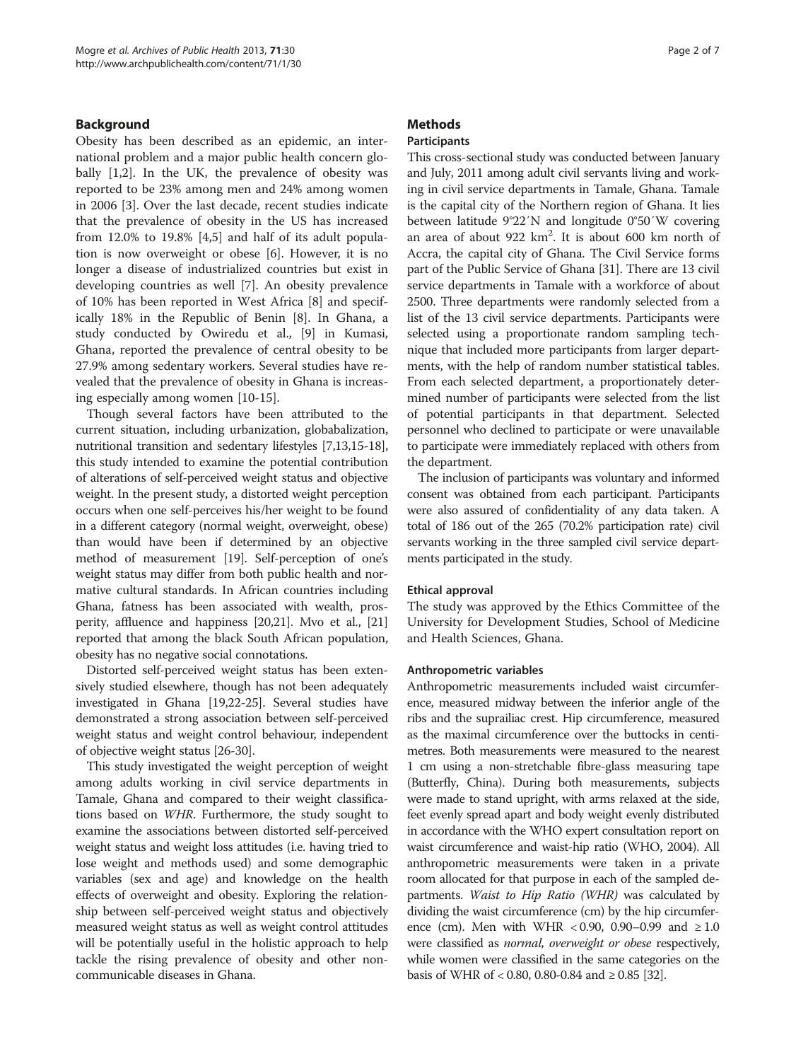## Background

Obesity has been described as an epidemic, an international problem and a major public health concern globally [1,2]. In the UK, the prevalence of obesity was reported to be 23% among men and 24% among women in 2006 [3]. Over the last decade, recent studies indicate that the prevalence of obesity in the US has increased from 12.0% to 19.8% [4,5] and half of its adult population is now overweight or obese [6]. However, it is no longer a disease of industrialized countries but exist in developing countries as well [7]. An obesity prevalence of 10% has been reported in West Africa [8] and specifically 18% in the Republic of Benin [8]. In Ghana, a study conducted by Owiredu et al., [9] in Kumasi, Ghana, reported the prevalence of central obesity to be 27.9% among sedentary workers. Several studies have revealed that the prevalence of obesity in Ghana is increasing especially among women [10-15].

Though several factors have been attributed to the current situation, including urbanization, globabalization, nutritional transition and sedentary lifestyles [7,13,15-18], this study intended to examine the potential contribution of alterations of self-perceived weight status and objective weight. In the present study, a distorted weight perception occurs when one self-perceives his/her weight to be found in a different category (normal weight, overweight, obese) than would have been if determined by an objective method of measurement [19]. Self-perception of one's weight status may differ from both public health and normative cultural standards. In African countries including Ghana, fatness has been associated with wealth, prosperity, affluence and happiness [20,21]. Mvo et al., [21] reported that among the black South African population, obesity has no negative social connotations.

Distorted self-perceived weight status has been extensively studied elsewhere, though has not been adequately investigated in Ghana [19,22-25]. Several studies have demonstrated a strong association between self-perceived weight status and weight control behaviour, independent of objective weight status [26-30].

This study investigated the weight perception of weight among adults working in civil service departments in Tamale, Ghana and compared to their weight classifications based on *WHR*. Furthermore, the study sought to examine the associations between distorted self-perceived weight status and weight loss attitudes (i.e. having tried to lose weight and methods used) and some demographic variables (sex and age) and knowledge on the health effects of overweight and obesity. Exploring the relationship between self-perceived weight status and objectively measured weight status as well as weight control attitudes will be potentially useful in the holistic approach to help tackle the rising prevalence of obesity and other non-communicable diseases in Ghana.

## Methods

### Participants

This cross-sectional study was conducted between January and July, 2011 among adult civil servants living and working in civil service departments in Tamale, Ghana. Tamale is the capital city of the Northern region of Ghana. It lies between latitude 9°22′N and longitude 0°50′W covering an area of about 922 km$^2$. It is about 600 km north of Accra, the capital city of Ghana. The Civil Service forms part of the Public Service of Ghana [31]. There are 13 civil service departments in Tamale with a workforce of about 2500. Three departments were randomly selected from a list of the 13 civil service departments. Participants were selected using a proportionate random sampling technique that included more participants from larger departments, with the help of random number statistical tables. From each selected department, a proportionately determined number of participants were selected from the list of potential participants in that department. Selected personnel who declined to participate or were unavailable to participate were immediately replaced with others from the department.

The inclusion of participants was voluntary and informed consent was obtained from each participant. Participants were also assured of confidentiality of any data taken. A total of 186 out of the 265 (70.2% participation rate) civil servants working in the three sampled civil service departments participated in the study.

### Ethical approval

The study was approved by the Ethics Committee of the University for Development Studies, School of Medicine and Health Sciences, Ghana.

### Anthropometric variables

Anthropometric measurements included waist circumference, measured midway between the inferior angle of the ribs and the suprailiac crest. Hip circumference, measured as the maximal circumference over the buttocks in centimetres. Both measurements were measured to the nearest 1 cm using a non-stretchable fibre-glass measuring tape (Butterfly, China). During both measurements, subjects were made to stand upright, with arms relaxed at the side, feet evenly spread apart and body weight evenly distributed in accordance with the WHO expert consultation report on waist circumference and waist-hip ratio (WHO, 2004). All anthropometric measurements were taken in a private room allocated for that purpose in each of the sampled departments. *Waist to Hip Ratio (WHR)* was calculated by dividing the waist circumference (cm) by the hip circumference (cm). Men with WHR $< 0.90$, 0.90–0.99 and $\geq 1.0$ were classified as *normal, overweight or obese* respectively, while women were classified in the same categories on the basis of WHR of $< 0.80$, 0.80-0.84 and $\geq 0.85$ [32].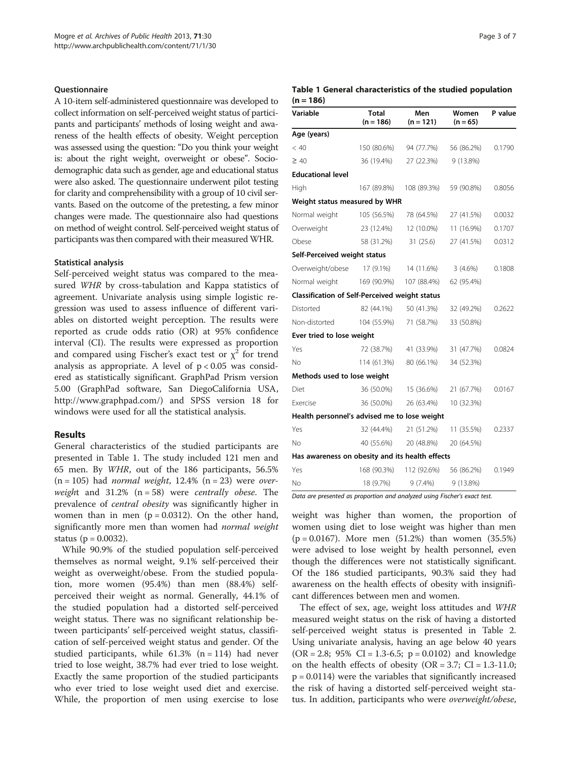### Questionnaire

A 10-item self-administered questionnaire was developed to collect information on self-perceived weight status of participants and participants' methods of losing weight and awareness of the health effects of obesity. Weight perception was assessed using the question: "Do you think your weight is: about the right weight, overweight or obese". Sociodemographic data such as gender, age and educational status were also asked. The questionnaire underwent pilot testing for clarity and comprehensibility with a group of 10 civil servants. Based on the outcome of the pretesting, a few minor changes were made. The questionnaire also had questions on method of weight control. Self-perceived weight status of participants was then compared with their measured WHR.

### Statistical analysis

Self-perceived weight status was compared to the measured *WHR* by cross-tabulation and Kappa statistics of agreement. Univariate analysis using simple logistic regression was used to assess influence of different variables on distorted weight perception. The results were reported as crude odds ratio (OR) at 95% confidence interval (CI). The results were expressed as proportion and compared using Fischer's exact test or $\chi^2$ for trend analysis as appropriate. A level of $p < 0.05$ was considered as statistically significant. GraphPad Prism version 5.00 (GraphPad software, San DiegoCalifornia USA, http://www.graphpad.com/) and SPSS version 18 for windows were used for all the statistical analysis.

## Results

General characteristics of the studied participants are presented in Table 1. The study included 121 men and 65 men. By *WHR*, out of the 186 participants, 56.5% (n = 105) had *normal weight*, 12.4% (n = 23) were *overweigh*t and 31.2% (n = 58) were *centrally obese*. The prevalence of *central obesity* was significantly higher in women than in men (p = 0.0312). On the other hand, significantly more men than women had *normal weight* status (p = 0.0032).

While 90.9% of the studied population self-perceived themselves as normal weight, 9.1% self-perceived their weight as overweight/obese. From the studied population, more women (95.4%) than men (88.4%) self-perceived their weight as normal. Generally, 44.1% of the studied population had a distorted self-perceived weight status. There was no significant relationship between participants' self-perceived weight status, classification of self-perceived weight status and gender. Of the studied participants, while 61.3% (n = 114) had never tried to lose weight, 38.7% had ever tried to lose weight. Exactly the same proportion of the studied participants who ever tried to lose weight used diet and exercise. While, the proportion of men using exercise to lose weight was higher than women, the proportion of women using diet to lose weight was higher than men (p = 0.0167). More men (51.2%) than women (35.5%) were advised to lose weight by health personnel, even though the differences were not statistically significant. Of the 186 studied participants, 90.3% said they had awareness on the health effects of obesity with insignificant differences between men and women.

**Table 1 General characteristics of the studied population (n = 186)**

| Variable | Total (n = 186) | Men (n = 121) | Women (n = 65) | P value |
|---|---|---|---|---|
| **Age (years)** | | | | |
| < 40 | 150 (80.6%) | 94 (77.7%) | 56 (86.2%) | 0.1790 |
| ≥ 40 | 36 (19.4%) | 27 (22.3%) | 9 (13.8%) | |
| **Educational level** | | | | |
| High | 167 (89.8%) | 108 (89.3%) | 59 (90.8%) | 0.8056 |
| **Weight status measured by WHR** | | | | |
| Normal weight | 105 (56.5%) | 78 (64.5%) | 27 (41.5%) | 0.0032 |
| Overweight | 23 (12.4%) | 12 (10.0%) | 11 (16.9%) | 0.1707 |
| Obese | 58 (31.2%) | 31 (25.6) | 27 (41.5%) | 0.0312 |
| **Self-Perceived weight status** | | | | |
| Overweight/obese | 17 (9.1%) | 14 (11.6%) | 3 (4.6%) | 0.1808 |
| Normal weight | 169 (90.9%) | 107 (88.4%) | 62 (95.4%) | |
| **Classification of Self-Perceived weight status** | | | | |
| Distorted | 82 (44.1%) | 50 (41.3%) | 32 (49.2%) | 0.2622 |
| Non-distorted | 104 (55.9%) | 71 (58.7%) | 33 (50.8%) | |
| **Ever tried to lose weight** | | | | |
| Yes | 72 (38.7%) | 41 (33.9%) | 31 (47.7%) | 0.0824 |
| No | 114 (61.3%) | 80 (66.1%) | 34 (52.3%) | |
| **Methods used to lose weight** | | | | |
| Diet | 36 (50.0%) | 15 (36.6%) | 21 (67.7%) | 0.0167 |
| Exercise | 36 (50.0%) | 26 (63.4%) | 10 (32.3%) | |
| **Health personnel's advised me to lose weight** | | | | |
| Yes | 32 (44.4%) | 21 (51.2%) | 11 (35.5%) | 0.2337 |
| No | 40 (55.6%) | 20 (48.8%) | 20 (64.5%) | |
| **Has awareness on obesity and its health effects** | | | | |
| Yes | 168 (90.3%) | 112 (92.6%) | 56 (86.2%) | 0.1949 |
| No | 18 (9.7%) | 9 (7.4%) | 9 (13.8%) | |

*Data are presented as proportion and analyzed using Fischer's exact test.*

The effect of sex, age, weight loss attitudes and *WHR* measured weight status on the risk of having a distorted self-perceived weight status is presented in Table 2. Using univariate analysis, having an age below 40 years (OR = 2.8; 95% CI = 1.3-6.5; p = 0.0102) and knowledge on the health effects of obesity (OR = 3.7; CI = 1.3-11.0; p = 0.0114) were the variables that significantly increased the risk of having a distorted self-perceived weight status. In addition, participants who were *overweight/obese*,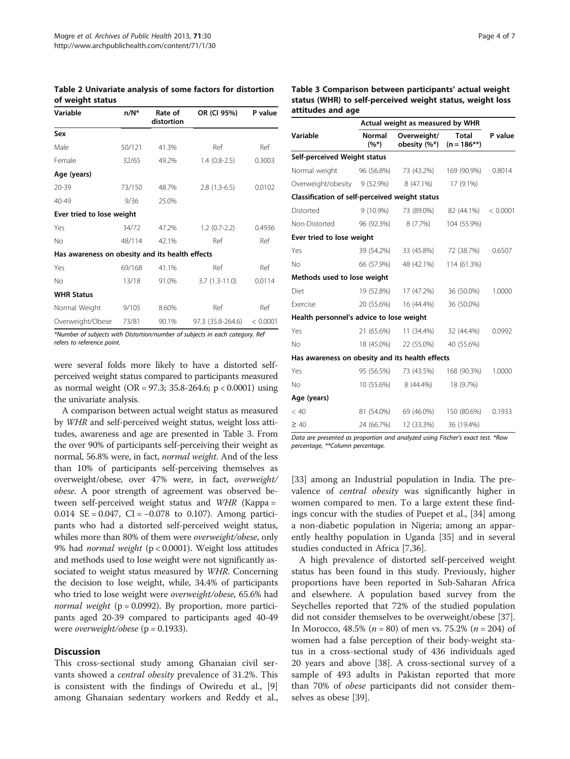**Table 2 Univariate analysis of some factors for distortion of weight status**

| Variable | n/N* | Rate of distortion | OR (CI 95%) | P value |
|---|---|---|---|---|
| **Sex** | | | | |
| Male | 50/121 | 41.3% | Ref | Ref |
| Female | 32/65 | 49.2% | 1.4 (0.8-2.5) | 0.3003 |
| **Age (years)** | | | | |
| 20-39 | 73/150 | 48.7% | 2.8 (1.3-6.5) | 0.0102 |
| 40-49 | 9/36 | 25.0% | | |
| **Ever tried to lose weight** | | | | |
| Yes | 34/72 | 47.2% | 1.2 (0.7-2.2) | 0.4936 |
| No | 48/114 | 42.1% | Ref | Ref |
| **Has awareness on obesity and its health effects** | | | | |
| Yes | 69/168 | 41.1% | Ref | Ref |
| No | 13/18 | 91.0% | 3.7 (1.3-11.0) | 0.0114 |
| **WHR Status** | | | | |
| Normal Weight | 9/105 | 8.60% | Ref | Ref |
| Overweight/Obese | 73/81 | 90.1% | 97.3 (35.8-264.6) | < 0.0001 |

*Number of subjects with Distortion/number of subjects in each category. Ref refers to reference point.

were several folds more likely to have a distorted self-perceived weight status compared to participants measured as normal weight (OR = 97.3; 35.8-264.6; $p < 0.0001$) using the univariate analysis.

A comparison between actual weight status as measured by *WHR* and self-perceived weight status, weight loss attitudes, awareness and age are presented in Table 3. From the over 90% of participants self-perceiving their weight as normal, 56.8% were, in fact, *normal weight*. And of the less than 10% of participants self-perceiving themselves as overweight/obese, over 47% were, in fact, *overweight/obese*. A poor strength of agreement was observed between self-perceived weight status and *WHR* (Kappa = 0.014 SE = 0.047, CI = −0.078 to 0.107). Among participants who had a distorted self-perceived weight status, whiles more than 80% of them were *overweight/obese*, only 9% had *normal weight* ($p < 0.0001$). Weight loss attitudes and methods used to lose weight were not significantly associated to weight status measured by *WHR*. Concerning the decision to lose weight, while, 34.4% of participants who tried to lose weight were *overweight/obese*, 65.6% had *normal weight* ($p = 0.0992$). By proportion, more participants aged 20-39 compared to participants aged 40-49 were *overweight/obese* ($p = 0.1933$).

**Table 3 Comparison between participants' actual weight status (WHR) to self-perceived weight status, weight loss attitudes and age**

| Variable | Actual weight as measured by WHR | | | P value |
|---|---|---|---|---|
| | Normal (%*) | Overweight/ obesity (%*) | Total (n = 186**) | |
| **Self-perceived Weight status** | | | | |
| Normal weight | 96 (56.8%) | 73 (43.2%) | 169 (90.9%) | 0.8014 |
| Overweight/obesity | 9 (52.9%) | 8 (47.1%) | 17 (9.1%) | |
| **Classification of self-perceived weight status** | | | | |
| Distorted | 9 (10.9%) | 73 (89.0%) | 82 (44.1%) | < 0.0001 |
| Non-Distorted | 96 (92.3%) | 8 (7.7%) | 104 (55.9%) | |
| **Ever tried to lose weight** | | | | |
| Yes | 39 (54.2%) | 33 (45.8%) | 72 (38.7%) | 0.6507 |
| No | 66 (57.9%) | 48 (42.1%) | 114 (61.3%) | |
| **Methods used to lose weight** | | | | |
| Diet | 19 (52.8%) | 17 (47.2%) | 36 (50.0%) | 1.0000 |
| Exercise | 20 (55.6%) | 16 (44.4%) | 36 (50.0%) | |
| **Health personnel's advice to lose weight** | | | | |
| Yes | 21 (65.6%) | 11 (34.4%) | 32 (44.4%) | 0.0992 |
| No | 18 (45.0%) | 22 (55.0%) | 40 (55.6%) | |
| **Has awareness on obesity and its health effects** | | | | |
| Yes | 95 (56.5%) | 73 (43.5%) | 168 (90.3%) | 1.0000 |
| No | 10 (55.6%) | 8 (44.4%) | 18 (9.7%) | |
| **Age (years)** | | | | |
| < 40 | 81 (54.0%) | 69 (46.0%) | 150 (80.6%) | 0.1933 |
| ≥ 40 | 24 (66.7%) | 12 (33.3%) | 36 (19.4%) | |

Data are presented as proportion and analyzed using Fischer's exact test. *Row percentage, **Column percentage.

## Discussion

This cross-sectional study among Ghanaian civil servants showed a *central obesity* prevalence of 31.2%. This is consistent with the findings of Owiredu et al., [9] among Ghanaian sedentary workers and Reddy et al., [33] among an Industrial population in India. The prevalence of *central obesity* was significantly higher in women compared to men. To a large extent these findings concur with the studies of Puepet et al., [34] among a non-diabetic population in Nigeria; among an apparently healthy population in Uganda [35] and in several studies conducted in Africa [7,36].

A high prevalence of distorted self-perceived weight status has been found in this study. Previously, higher proportions have been reported in Sub-Saharan Africa and elsewhere. A population based survey from the Seychelles reported that 72% of the studied population did not consider themselves to be overweight/obese [37]. In Morocco, 48.5% ($n = 80$) of men vs. 75.2% ($n = 204$) of women had a false perception of their body-weight status in a cross-sectional study of 436 individuals aged 20 years and above [38]. A cross-sectional survey of a sample of 493 adults in Pakistan reported that more than 70% of *obese* participants did not consider themselves as obese [39].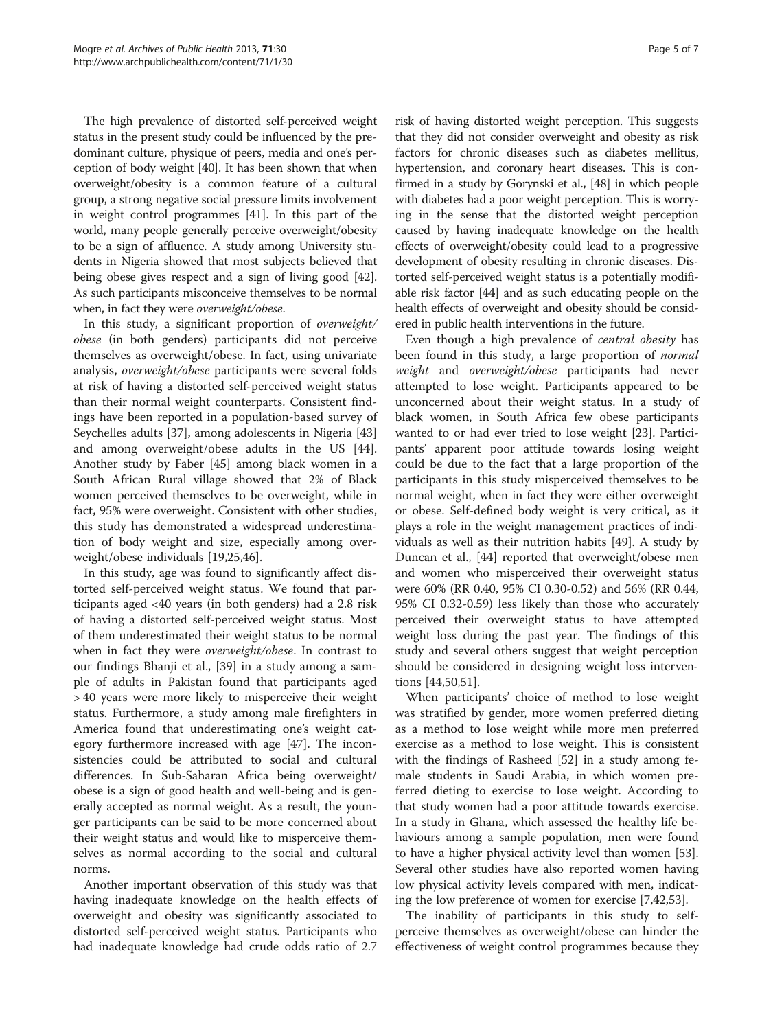The high prevalence of distorted self-perceived weight status in the present study could be influenced by the predominant culture, physique of peers, media and one's perception of body weight [40]. It has been shown that when overweight/obesity is a common feature of a cultural group, a strong negative social pressure limits involvement in weight control programmes [41]. In this part of the world, many people generally perceive overweight/obesity to be a sign of affluence. A study among University students in Nigeria showed that most subjects believed that being obese gives respect and a sign of living good [42]. As such participants misconceive themselves to be normal when, in fact they were *overweight/obese*.

In this study, a significant proportion of *overweight/obese* (in both genders) participants did not perceive themselves as overweight/obese. In fact, using univariate analysis, *overweight/obese* participants were several folds at risk of having a distorted self-perceived weight status than their normal weight counterparts. Consistent findings have been reported in a population-based survey of Seychelles adults [37], among adolescents in Nigeria [43] and among overweight/obese adults in the US [44]. Another study by Faber [45] among black women in a South African Rural village showed that 2% of Black women perceived themselves to be overweight, while in fact, 95% were overweight. Consistent with other studies, this study has demonstrated a widespread underestimation of body weight and size, especially among overweight/obese individuals [19,25,46].

In this study, age was found to significantly affect distorted self-perceived weight status. We found that participants aged <40 years (in both genders) had a 2.8 risk of having a distorted self-perceived weight status. Most of them underestimated their weight status to be normal when in fact they were *overweight/obese*. In contrast to our findings Bhanji et al., [39] in a study among a sample of adults in Pakistan found that participants aged > 40 years were more likely to misperceive their weight status. Furthermore, a study among male firefighters in America found that underestimating one's weight category furthermore increased with age [47]. The inconsistencies could be attributed to social and cultural differences. In Sub-Saharan Africa being overweight/obese is a sign of good health and well-being and is generally accepted as normal weight. As a result, the younger participants can be said to be more concerned about their weight status and would like to misperceive themselves as normal according to the social and cultural norms.

Another important observation of this study was that having inadequate knowledge on the health effects of overweight and obesity was significantly associated to distorted self-perceived weight status. Participants who had inadequate knowledge had crude odds ratio of 2.7 risk of having distorted weight perception. This suggests that they did not consider overweight and obesity as risk factors for chronic diseases such as diabetes mellitus, hypertension, and coronary heart diseases. This is confirmed in a study by Gorynski et al., [48] in which people with diabetes had a poor weight perception. This is worrying in the sense that the distorted weight perception caused by having inadequate knowledge on the health effects of overweight/obesity could lead to a progressive development of obesity resulting in chronic diseases. Distorted self-perceived weight status is a potentially modifiable risk factor [44] and as such educating people on the health effects of overweight and obesity should be considered in public health interventions in the future.

Even though a high prevalence of *central obesity* has been found in this study, a large proportion of *normal weight* and *overweight/obese* participants had never attempted to lose weight. Participants appeared to be unconcerned about their weight status. In a study of black women, in South Africa few obese participants wanted to or had ever tried to lose weight [23]. Participants' apparent poor attitude towards losing weight could be due to the fact that a large proportion of the participants in this study misperceived themselves to be normal weight, when in fact they were either overweight or obese. Self-defined body weight is very critical, as it plays a role in the weight management practices of individuals as well as their nutrition habits [49]. A study by Duncan et al., [44] reported that overweight/obese men and women who misperceived their overweight status were 60% (RR 0.40, 95% CI 0.30-0.52) and 56% (RR 0.44, 95% CI 0.32-0.59) less likely than those who accurately perceived their overweight status to have attempted weight loss during the past year. The findings of this study and several others suggest that weight perception should be considered in designing weight loss interventions [44,50,51].

When participants' choice of method to lose weight was stratified by gender, more women preferred dieting as a method to lose weight while more men preferred exercise as a method to lose weight. This is consistent with the findings of Rasheed [52] in a study among female students in Saudi Arabia, in which women preferred dieting to exercise to lose weight. According to that study women had a poor attitude towards exercise. In a study in Ghana, which assessed the healthy life behaviours among a sample population, men were found to have a higher physical activity level than women [53]. Several other studies have also reported women having low physical activity levels compared with men, indicating the low preference of women for exercise [7,42,53].

The inability of participants in this study to self-perceive themselves as overweight/obese can hinder the effectiveness of weight control programmes because they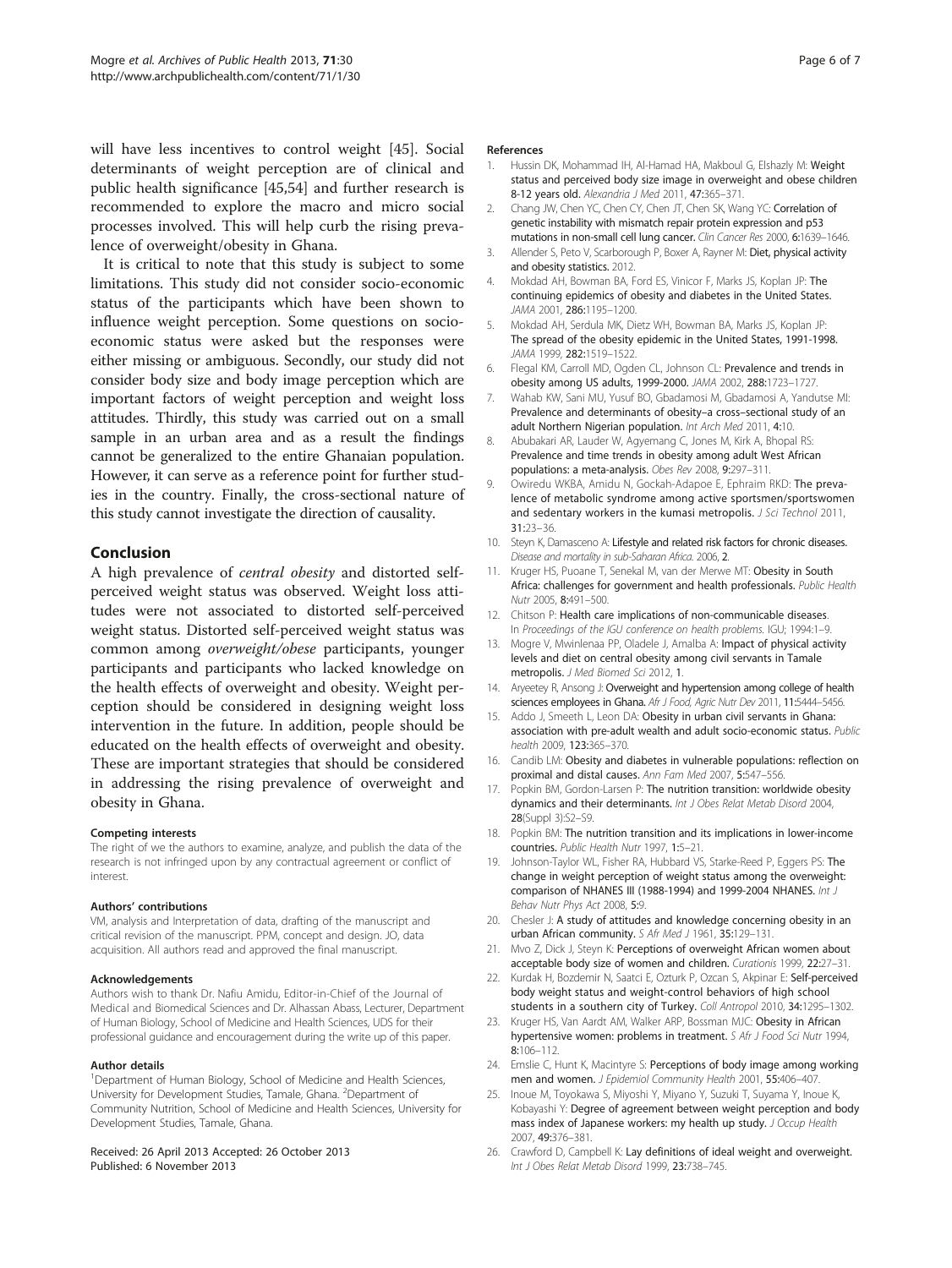will have less incentives to control weight [45]. Social determinants of weight perception are of clinical and public health significance [45,54] and further research is recommended to explore the macro and micro social processes involved. This will help curb the rising prevalence of overweight/obesity in Ghana.

It is critical to note that this study is subject to some limitations. This study did not consider socio-economic status of the participants which have been shown to influence weight perception. Some questions on socio-economic status were asked but the responses were either missing or ambiguous. Secondly, our study did not consider body size and body image perception which are important factors of weight perception and weight loss attitudes. Thirdly, this study was carried out on a small sample in an urban area and as a result the findings cannot be generalized to the entire Ghanaian population. However, it can serve as a reference point for further studies in the country. Finally, the cross-sectional nature of this study cannot investigate the direction of causality.

## Conclusion

A high prevalence of *central obesity* and distorted self-perceived weight status was observed. Weight loss attitudes were not associated to distorted self-perceived weight status. Distorted self-perceived weight status was common among *overweight/obese* participants, younger participants and participants who lacked knowledge on the health effects of overweight and obesity. Weight perception should be considered in designing weight loss intervention in the future. In addition, people should be educated on the health effects of overweight and obesity. These are important strategies that should be considered in addressing the rising prevalence of overweight and obesity in Ghana.

#### Competing interests

The right of we the authors to examine, analyze, and publish the data of the research is not infringed upon by any contractual agreement or conflict of interest.

#### Authors' contributions

VM, analysis and Interpretation of data, drafting of the manuscript and critical revision of the manuscript. PPM, concept and design. JO, data acquisition. All authors read and approved the final manuscript.

#### Acknowledgements

Authors wish to thank Dr. Nafiu Amidu, Editor-in-Chief of the Journal of Medical and Biomedical Sciences and Dr. Alhassan Abass, Lecturer, Department of Human Biology, School of Medicine and Health Sciences, UDS for their professional guidance and encouragement during the write up of this paper.

#### Author details

[1]Department of Human Biology, School of Medicine and Health Sciences, University for Development Studies, Tamale, Ghana. [2]Department of Community Nutrition, School of Medicine and Health Sciences, University for Development Studies, Tamale, Ghana.

Received: 26 April 2013 Accepted: 26 October 2013
Published: 6 November 2013

#### References

1. Hussin DK, Mohammad IH, Al-Hamad HA, Makboul G, Elshazly M: **Weight status and perceived body size image in overweight and obese children 8-12 years old.** *Alexandria J Med* 2011, **47:**365–371.
2. Chang JW, Chen YC, Chen CY, Chen JT, Chen SK, Wang YC: **Correlation of genetic instability with mismatch repair protein expression and p53 mutations in non-small cell lung cancer.** *Clin Cancer Res* 2000, **6:**1639–1646.
3. Allender S, Peto V, Scarborough P, Boxer A, Rayner M: **Diet, physical activity and obesity statistics.** 2012.
4. Mokdad AH, Bowman BA, Ford ES, Vinicor F, Marks JS, Koplan JP: **The continuing epidemics of obesity and diabetes in the United States.** *JAMA* 2001, **286:**1195–1200.
5. Mokdad AH, Serdula MK, Dietz WH, Bowman BA, Marks JS, Koplan JP: **The spread of the obesity epidemic in the United States, 1991-1998.** *JAMA* 1999, **282:**1519–1522.
6. Flegal KM, Carroll MD, Ogden CL, Johnson CL: **Prevalence and trends in obesity among US adults, 1999-2000.** *JAMA* 2002, **288:**1723–1727.
7. Wahab KW, Sani MU, Yusuf BO, Gbadamosi M, Gbadamosi A, Yandutse MI: **Prevalence and determinants of obesity–a cross–sectional study of an adult Northern Nigerian population.** *Int Arch Med* 2011, **4:**10.
8. Abubakari AR, Lauder W, Agyemang C, Jones M, Kirk A, Bhopal RS: **Prevalence and time trends in obesity among adult West African populations: a meta-analysis.** *Obes Rev* 2008, **9:**297–311.
9. Owiredu WKBA, Amidu N, Gockah-Adapoe E, Ephraim RKD: **The prevalence of metabolic syndrome among active sportsmen/sportswomen and sedentary workers in the kumasi metropolis.** *J Sci Technol* 2011, **31:**23–36.
10. Steyn K, Damasceno A: **Lifestyle and related risk factors for chronic diseases.** *Disease and mortality in sub-Saharan Africa.* 2006, **2.**
11. Kruger HS, Puoane T, Senekal M, van der Merwe MT: **Obesity in South Africa: challenges for government and health professionals.** *Public Health Nutr* 2005, **8:**491–500.
12. Chitson P: **Health care implications of non-communicable diseases.** In *Proceedings of the IGU conference on health problems.* IGU; 1994:1–9.
13. Mogre V, Mwinlenaa PP, Oladele J, Amalba A: **Impact of physical activity levels and diet on central obesity among civil servants in Tamale metropolis.** *J Med Biomed Sci* 2012, **1.**
14. Aryeetey R, Ansong J: **Overweight and hypertension among college of health sciences employees in Ghana.** *Afr J Food, Agric Nutr Dev* 2011, **11:**5444–5456.
15. Addo J, Smeeth L, Leon DA: **Obesity in urban civil servants in Ghana: association with pre-adult wealth and adult socio-economic status.** *Public health* 2009, **123:**365–370.
16. Candib LM: **Obesity and diabetes in vulnerable populations: reflection on proximal and distal causes.** *Ann Fam Med* 2007, **5:**547–556.
17. Popkin BM, Gordon-Larsen P: **The nutrition transition: worldwide obesity dynamics and their determinants.** *Int J Obes Relat Metab Disord* 2004, **28**(Suppl 3):S2–S9.
18. Popkin BM: **The nutrition transition and its implications in lower-income countries.** *Public Health Nutr* 1997, **1:**5–21.
19. Johnson-Taylor WL, Fisher RA, Hubbard VS, Starke-Reed P, Eggers PS: **The change in weight perception of weight status among the overweight: comparison of NHANES III (1988-1994) and 1999-2004 NHANES.** *Int J Behav Nutr Phys Act* 2008, **5:**9.
20. Chesler J: **A study of attitudes and knowledge concerning obesity in an urban African community.** *S Afr Med J* 1961, **35:**129–131.
21. Mvo Z, Dick J, Steyn K: **Perceptions of overweight African women about acceptable body size of women and children.** *Curationis* 1999, **22:**27–31.
22. Kurdak H, Bozdemir N, Saatci E, Ozturk P, Ozcan S, Akpinar E: **Self-perceived body weight status and weight-control behaviors of high school students in a southern city of Turkey.** *Coll Antropol* 2010, **34:**1295–1302.
23. Kruger HS, Van Aardt AM, Walker ARP, Bossman MJC: **Obesity in African hypertensive women: problems in treatment.** *S Afr J Food Sci Nutr* 1994, **8:**106–112.
24. Emslie C, Hunt K, Macintyre S: **Perceptions of body image among working men and women.** *J Epidemiol Community Health* 2001, **55:**406–407.
25. Inoue M, Toyokawa S, Miyoshi Y, Miyano Y, Suzuki T, Suyama Y, Inoue K, Kobayashi Y: **Degree of agreement between weight perception and body mass index of Japanese workers: my health up study.** *J Occup Health* 2007, **49:**376–381.
26. Crawford D, Campbell K: **Lay definitions of ideal weight and overweight.** *Int J Obes Relat Metab Disord* 1999, **23:**738–745.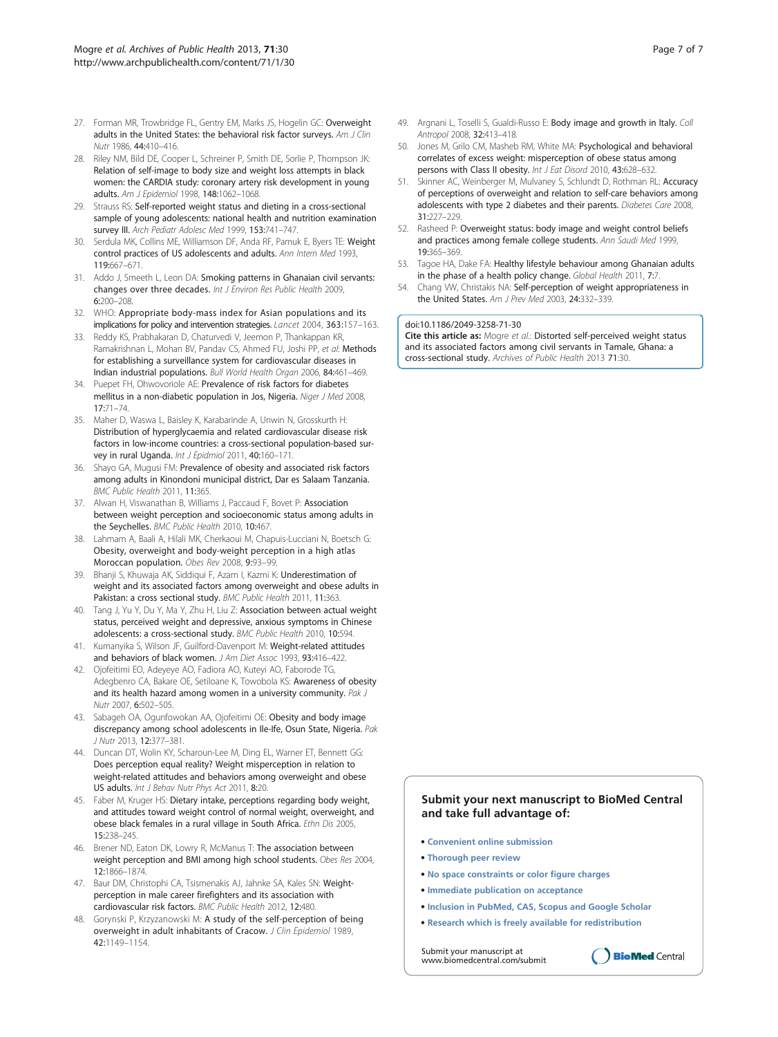27. Forman MR, Trowbridge FL, Gentry EM, Marks JS, Hogelin GC: **Overweight adults in the United States: the behavioral risk factor surveys.** *Am J Clin Nutr* 1986, **44:**410–416.
28. Riley NM, Bild DE, Cooper L, Schreiner P, Smith DE, Sorlie P, Thompson JK: **Relation of self-image to body size and weight loss attempts in black women: the CARDIA study: coronary artery risk development in young adults.** *Am J Epidemiol* 1998, **148:**1062–1068.
29. Strauss RS: **Self-reported weight status and dieting in a cross-sectional sample of young adolescents: national health and nutrition examination survey III.** *Arch Pediatr Adolesc Med* 1999, **153:**741–747.
30. Serdula MK, Collins ME, Williamson DF, Anda RF, Pamuk E, Byers TE: **Weight control practices of US adolescents and adults.** *Ann Intern Med* 1993, **119:**667–671.
31. Addo J, Smeeth L, Leon DA: **Smoking patterns in Ghanaian civil servants: changes over three decades.** *Int J Environ Res Public Health* 2009, **6:**200–208.
32. WHO: **Appropriate body-mass index for Asian populations and its implications for policy and intervention strategies.** *Lancet* 2004, **363:**157–163.
33. Reddy KS, Prabhakaran D, Chaturvedi V, Jeemon P, Thankappan KR, Ramakrishnan L, Mohan BV, Pandav CS, Ahmed FU, Joshi PP, *et al*: **Methods for establishing a surveillance system for cardiovascular diseases in Indian industrial populations.** *Bull World Health Organ* 2006, **84:**461–469.
34. Puepet FH, Ohwovoriole AE: **Prevalence of risk factors for diabetes mellitus in a non-diabetic population in Jos, Nigeria.** *Niger J Med* 2008, **17:**71–74.
35. Maher D, Waswa L, Baisley K, Karabarinde A, Unwin N, Grosskurth H: **Distribution of hyperglycaemia and related cardiovascular disease risk factors in low-income countries: a cross-sectional population-based survey in rural Uganda.** *Int J Epidmiol* 2011, **40:**160–171.
36. Shayo GA, Mugusi FM: **Prevalence of obesity and associated risk factors among adults in Kinondoni municipal district, Dar es Salaam Tanzania.** *BMC Public Health* 2011, **11:**365.
37. Alwan H, Viswanathan B, Williams J, Paccaud F, Bovet P: **Association between weight perception and socioeconomic status among adults in the Seychelles.** *BMC Public Health* 2010, **10:**467.
38. Lahmam A, Baali A, Hilali MK, Cherkaoui M, Chapuis-Lucciani N, Boetsch G: **Obesity, overweight and body-weight perception in a high atlas Moroccan population.** *Obes Rev* 2008, **9:**93–99.
39. Bhanji S, Khuwaja AK, Siddiqui F, Azam I, Kazmi K: **Underestimation of weight and its associated factors among overweight and obese adults in Pakistan: a cross sectional study.** *BMC Public Health* 2011, **11:**363.
40. Tang J, Yu Y, Du Y, Ma Y, Zhu H, Liu Z: **Association between actual weight status, perceived weight and depressive, anxious symptoms in Chinese adolescents: a cross-sectional study.** *BMC Public Health* 2010, **10:**594.
41. Kumanyika S, Wilson JF, Guilford-Davenport M: **Weight-related attitudes and behaviors of black women.** *J Am Diet Assoc* 1993, **93:**416–422.
42. Ojofeitimi EO, Adeyeye AO, Fadiora AO, Kuteyi AO, Faborode TG, Adegbenro CA, Bakare OE, Setiloane K, Towobola KS: **Awareness of obesity and its health hazard among women in a university community.** *Pak J Nutr* 2007, **6:**502–505.
43. Sabageh OA, Ogunfowokan AA, Ojofeitimi OE: **Obesity and body image discrepancy among school adolescents in Ile-Ife, Osun State, Nigeria.** *Pak J Nutr* 2013, **12:**377–381.
44. Duncan DT, Wolin KY, Scharoun-Lee M, Ding EL, Warner ET, Bennett GG: **Does perception equal reality? Weight misperception in relation to weight-related attitudes and behaviors among overweight and obese US adults.** *Int J Behav Nutr Phys Act* 2011, **8:**20.
45. Faber M, Kruger HS: **Dietary intake, perceptions regarding body weight, and attitudes toward weight control of normal weight, overweight, and obese black females in a rural village in South Africa.** *Ethn Dis* 2005, **15:**238–245.
46. Brener ND, Eaton DK, Lowry R, McManus T: **The association between weight perception and BMI among high school students.** *Obes Res* 2004, **12:**1866–1874.
47. Baur DM, Christophi CA, Tsismenakis AJ, Jahnke SA, Kales SN: **Weight-perception in male career firefighters and its association with cardiovascular risk factors.** *BMC Public Health* 2012, **12:**480.
48. Gorynski P, Krzyzanowski M: **A study of the self-perception of being overweight in adult inhabitants of Cracow.** *J Clin Epidemiol* 1989, **42:**1149–1154.
49. Argnani L, Toselli S, Gualdi-Russo E: **Body image and growth in Italy.** *Coll Antropol* 2008, **32:**413–418.
50. Jones M, Grilo CM, Masheb RM, White MA: **Psychological and behavioral correlates of excess weight: misperception of obese status among persons with Class II obesity.** *Int J Eat Disord* 2010, **43:**628–632.
51. Skinner AC, Weinberger M, Mulvaney S, Schlundt D, Rothman RL: **Accuracy of perceptions of overweight and relation to self-care behaviors among adolescents with type 2 diabetes and their parents.** *Diabetes Care* 2008, **31:**227–229.
52. Rasheed P: **Overweight status: body image and weight control beliefs and practices among female college students.** *Ann Saudi Med* 1999, **19:**365–369.
53. Tagoe HA, Dake FA: **Healthy lifestyle behaviour among Ghanaian adults in the phase of a health policy change.** *Global Health* 2011, **7:**7.
54. Chang VW, Christakis NA: **Self-perception of weight appropriateness in the United States.** *Am J Prev Med* 2003, **24:**332–339.

doi:10.1186/2049-3258-71-30

**Cite this article as:** Mogre *et al.*: Distorted self-perceived weight status and its associated factors among civil servants in Tamale, Ghana: a cross-sectional study. *Archives of Public Health* 2013 **71**:30.

**Submit your next manuscript to BioMed Central and take full advantage of:**

- **Convenient online submission**
- **Thorough peer review**
- **No space constraints or color figure charges**
- **Immediate publication on acceptance**
- **Inclusion in PubMed, CAS, Scopus and Google Scholar**
- **Research which is freely available for redistribution**

Submit your manuscript at www.biomedcentral.com/submit

BioMed Central